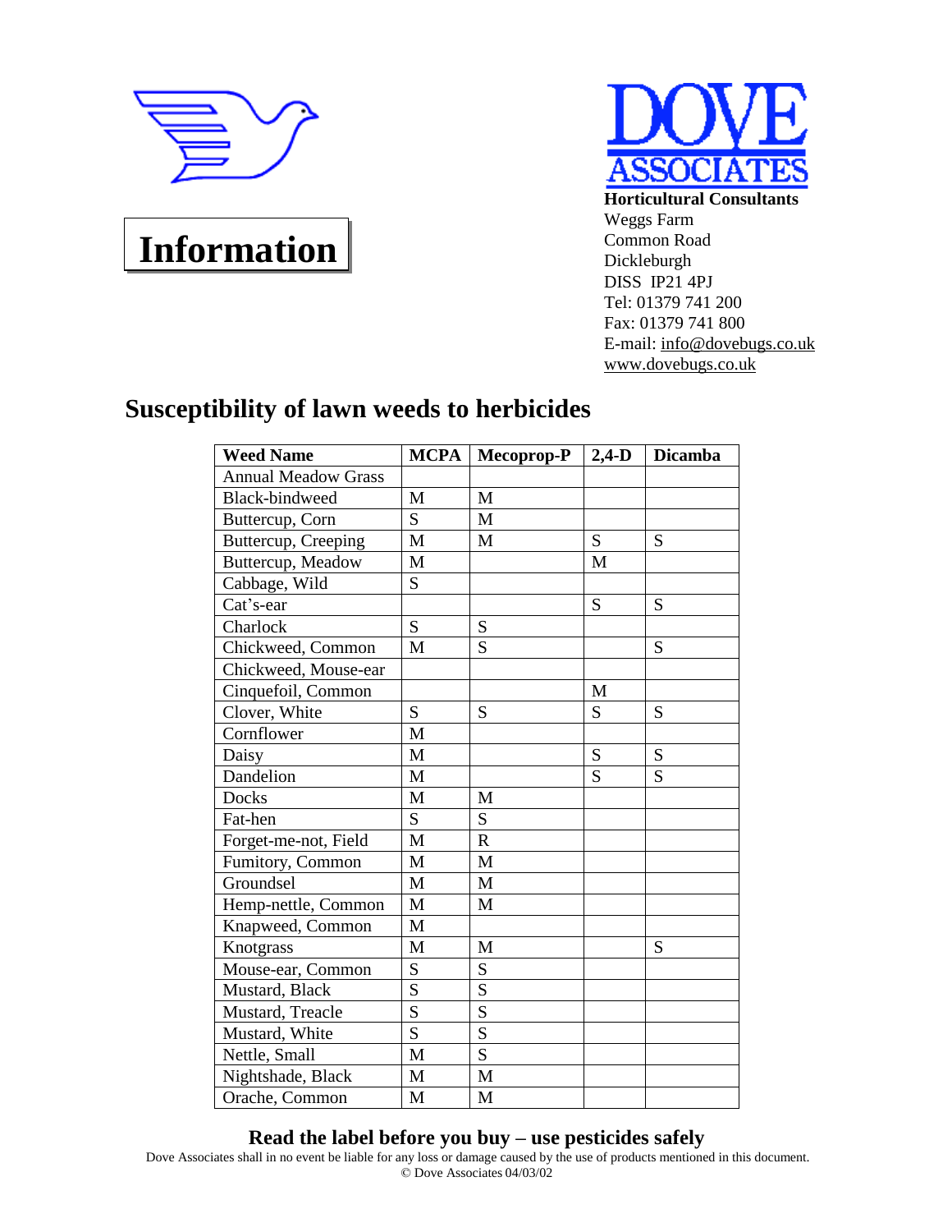**Information**

**Horticultural Consultants**
Weggs Farm
Common Road
Dickleburgh
DISS IP21 4PJ
Tel: 01379 741 200
Fax: 01379 741 800
E-mail: info@dovebugs.co.uk
www.dovebugs.co.uk

# Susceptibility of lawn weeds to herbicides

| Weed Name | MCPA | Mecoprop-P | 2,4-D | Dicamba |
|---|---|---|---|---|
| Annual Meadow Grass | | | | |
| Black-bindweed | M | M | | |
| Buttercup, Corn | S | M | | |
| Buttercup, Creeping | M | M | S | S |
| Buttercup, Meadow | M | | M | |
| Cabbage, Wild | S | | | |
| Cat's-ear | | | S | S |
| Charlock | S | S | | |
| Chickweed, Common | M | S | | S |
| Chickweed, Mouse-ear | | | | |
| Cinquefoil, Common | | | M | |
| Clover, White | S | S | S | S |
| Cornflower | M | | | |
| Daisy | M | | S | S |
| Dandelion | M | | S | S |
| Docks | M | M | | |
| Fat-hen | S | S | | |
| Forget-me-not, Field | M | R | | |
| Fumitory, Common | M | M | | |
| Groundsel | M | M | | |
| Hemp-nettle, Common | M | M | | |
| Knapweed, Common | M | | | |
| Knotgrass | M | M | | S |
| Mouse-ear, Common | S | S | | |
| Mustard, Black | S | S | | |
| Mustard, Treacle | S | S | | |
| Mustard, White | S | S | | |
| Nettle, Small | M | S | | |
| Nightshade, Black | M | M | | |
| Orache, Common | M | M | | |

**Read the label before you buy – use pesticides safely**

Dove Associates shall in no event be liable for any loss or damage caused by the use of products mentioned in this document.
© Dove Associates 04/03/02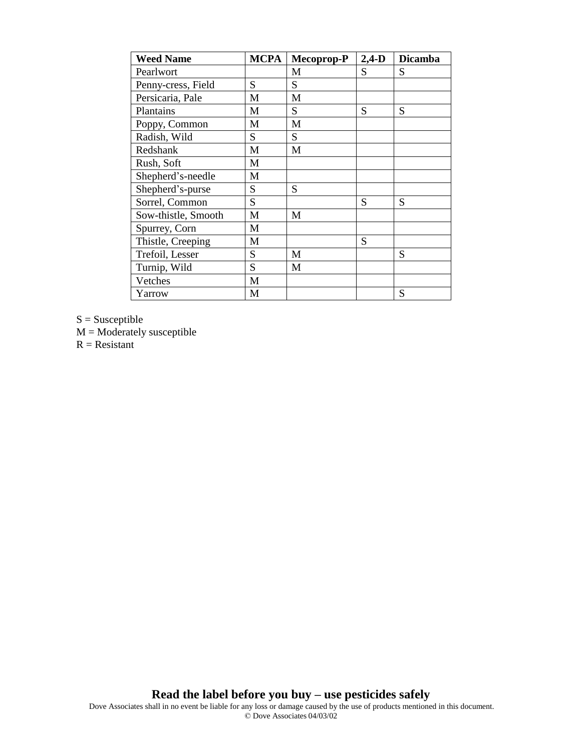| Weed Name | MCPA | Mecoprop-P | 2,4-D | Dicamba |
|---|---|---|---|---|
| Pearlwort | | M | S | S |
| Penny-cress, Field | S | S | | |
| Persicaria, Pale | M | M | | |
| Plantains | M | S | S | S |
| Poppy, Common | M | M | | |
| Radish, Wild | S | S | | |
| Redshank | M | M | | |
| Rush, Soft | M | | | |
| Shepherd's-needle | M | | | |
| Shepherd's-purse | S | S | | |
| Sorrel, Common | S | | S | S |
| Sow-thistle, Smooth | M | M | | |
| Spurrey, Corn | M | | | |
| Thistle, Creeping | M | | S | |
| Trefoil, Lesser | S | M | | S |
| Turnip, Wild | S | M | | |
| Vetches | M | | | |
| Yarrow | M | | | S |

S = Susceptible
M = Moderately susceptible
R = Resistant

**Read the label before you buy – use pesticides safely**

Dove Associates shall in no event be liable for any loss or damage caused by the use of products mentioned in this document.

© Dove Associates 04/03/02